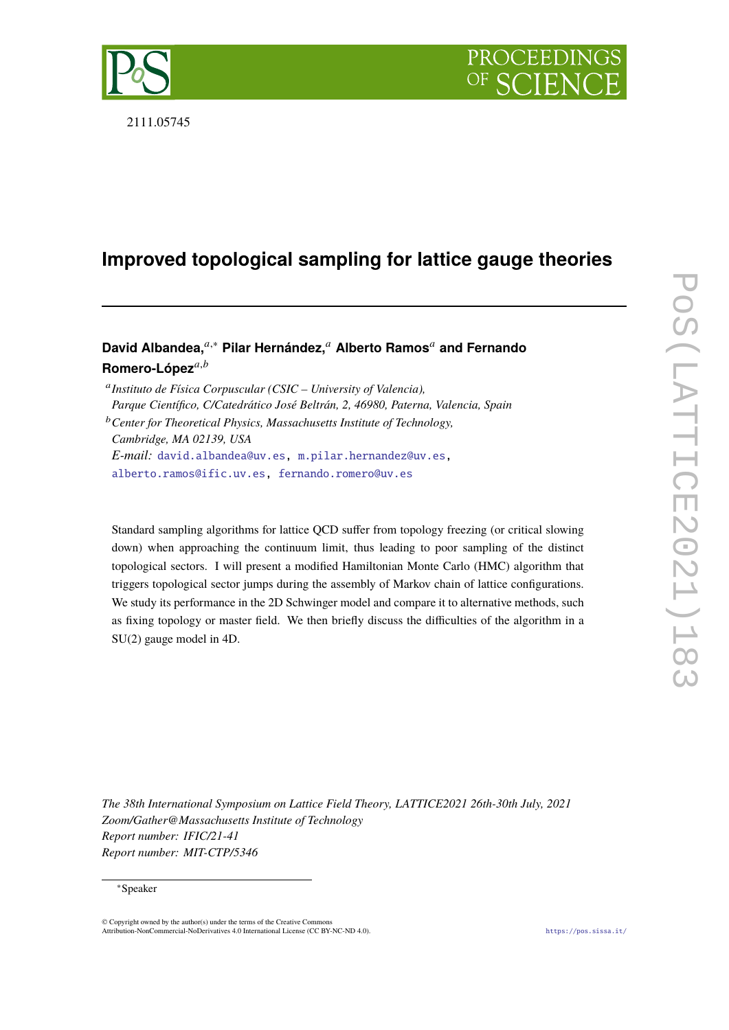2111.05745

# Improved topological sampling for lattice gauge theories

**David Albandea,**[a,*] **Pilar Hernández,**[a] **Alberto Ramos**[a] **and Fernando Romero-López**[a,b]

[a] *Instituto de Física Corpuscular (CSIC – University of Valencia), Parque Científico, C/Catedrático José Beltrán, 2, 46980, Paterna, Valencia, Spain*

[b] *Center for Theoretical Physics, Massachusetts Institute of Technology, Cambridge, MA 02139, USA*

*E-mail:* david.albandea@uv.es, m.pilar.hernandez@uv.es, alberto.ramos@ific.uv.es, fernando.romero@uv.es

Standard sampling algorithms for lattice QCD suffer from topology freezing (or critical slowing down) when approaching the continuum limit, thus leading to poor sampling of the distinct topological sectors. I will present a modified Hamiltonian Monte Carlo (HMC) algorithm that triggers topological sector jumps during the assembly of Markov chain of lattice configurations. We study its performance in the 2D Schwinger model and compare it to alternative methods, such as fixing topology or master field. We then briefly discuss the difficulties of the algorithm in a SU(2) gauge model in 4D.

*The 38th International Symposium on Lattice Field Theory, LATTICE2021 26th-30th July, 2021*
*Zoom/Gather@Massachusetts Institute of Technology*
*Report number: IFIC/21-41*
*Report number: MIT-CTP/5346*

[*] Speaker

© Copyright owned by the author(s) under the terms of the Creative Commons Attribution-NonCommercial-NoDerivatives 4.0 International License (CC BY-NC-ND 4.0).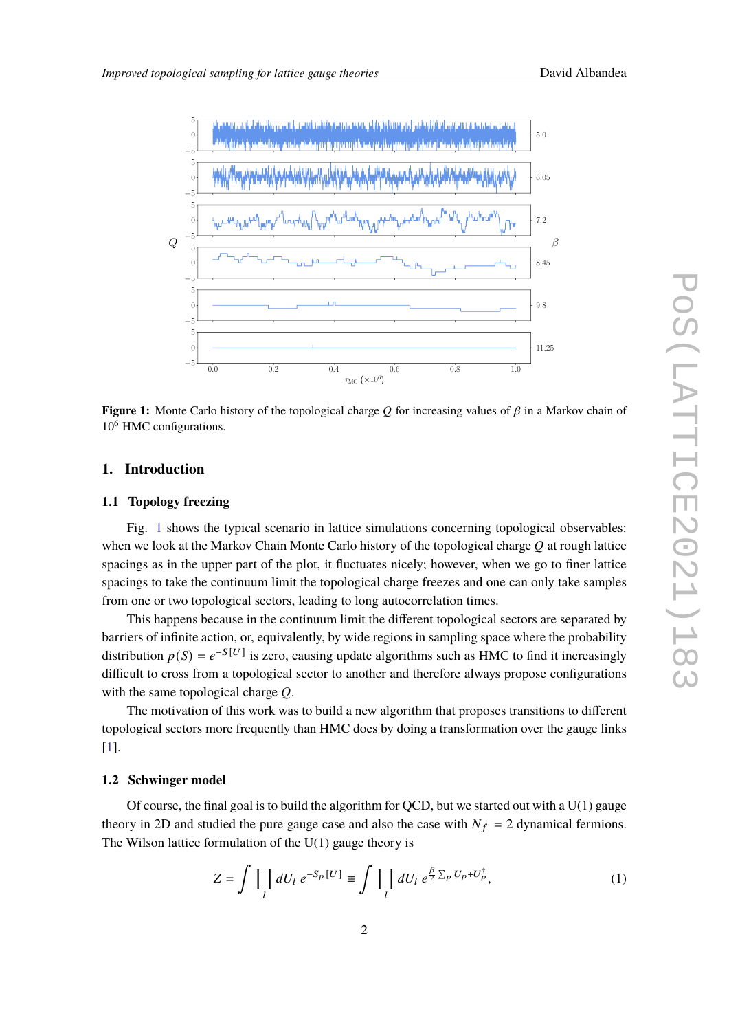Figure 1: Monte Carlo history of the topological charge $Q$ for increasing values of $\beta$ in a Markov chain of $10^6$ HMC configurations.

## 1. Introduction

### 1.1 Topology freezing

Fig. 1 shows the typical scenario in lattice simulations concerning topological observables: when we look at the Markov Chain Monte Carlo history of the topological charge $Q$ at rough lattice spacings as in the upper part of the plot, it fluctuates nicely; however, when we go to finer lattice spacings to take the continuum limit the topological charge freezes and one can only take samples from one or two topological sectors, leading to long autocorrelation times.

This happens because in the continuum limit the different topological sectors are separated by barriers of infinite action, or, equivalently, by wide regions in sampling space where the probability distribution $p(S) = e^{-S[U]}$ is zero, causing update algorithms such as HMC to find it increasingly difficult to cross from a topological sector to another and therefore always propose configurations with the same topological charge $Q$.

The motivation of this work was to build a new algorithm that proposes transitions to different topological sectors more frequently than HMC does by doing a transformation over the gauge links [1].

### 1.2 Schwinger model

Of course, the final goal is to build the algorithm for QCD, but we started out with a U(1) gauge theory in 2D and studied the pure gauge case and also the case with $N_f = 2$ dynamical fermions. The Wilson lattice formulation of the U(1) gauge theory is

$$Z = \int \prod_l dU_l \, e^{-S_p[U]} \equiv \int \prod_l dU_l \, e^{\frac{\beta}{2} \sum_p U_p + U_p^\dagger}, \tag{1}$$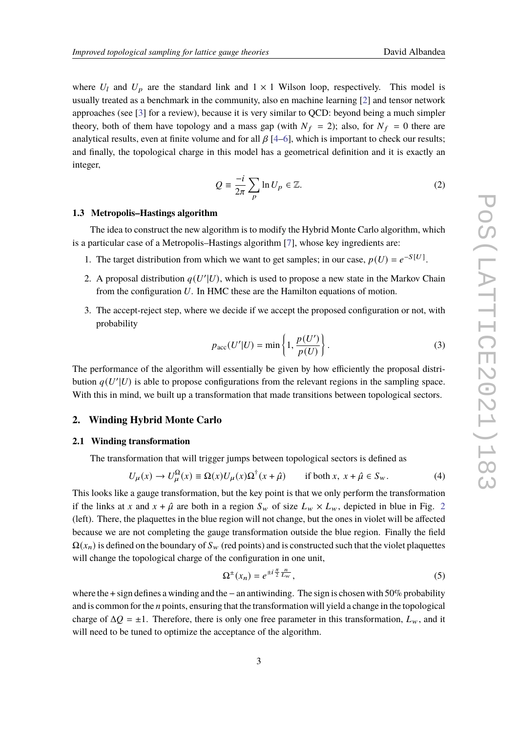where $U_l$ and $U_p$ are the standard link and $1 \times 1$ Wilson loop, respectively. This model is usually treated as a benchmark in the community, also en machine learning [2] and tensor network approaches (see [3] for a review), because it is very similar to QCD: beyond being a much simpler theory, both of them have topology and a mass gap (with $N_f = 2$); also, for $N_f = 0$ there are analytical results, even at finite volume and for all $\beta$ [4–6], which is important to check our results; and finally, the topological charge in this model has a geometrical definition and it is exactly an integer,

$$Q \equiv \frac{-i}{2\pi} \sum_p \ln U_p \in \mathbb{Z}. \tag{2}$$

### 1.3 Metropolis–Hastings algorithm

The idea to construct the new algorithm is to modify the Hybrid Monte Carlo algorithm, which is a particular case of a Metropolis–Hastings algorithm [7], whose key ingredients are:

1. The target distribution from which we want to get samples; in our case, $p(U) = e^{-S[U]}$.
2. A proposal distribution $q(U'|U)$, which is used to propose a new state in the Markov Chain from the configuration $U$. In HMC these are the Hamilton equations of motion.
3. The accept-reject step, where we decide if we accept the proposed configuration or not, with probability

$$p_{\text{acc}}(U'|U) = \min\left\{1, \frac{p(U')}{p(U)}\right\}. \tag{3}$$

The performance of the algorithm will essentially be given by how efficiently the proposal distribution $q(U'|U)$ is able to propose configurations from the relevant regions in the sampling space. With this in mind, we built up a transformation that made transitions between topological sectors.

## 2. Winding Hybrid Monte Carlo

### 2.1 Winding transformation

The transformation that will trigger jumps between topological sectors is defined as

$$U_\mu(x) \to U_\mu^\Omega(x) \equiv \Omega(x) U_\mu(x) \Omega^\dagger(x + \hat{\mu}) \qquad \text{if both } x,\ x + \hat{\mu} \in S_w. \tag{4}$$

This looks like a gauge transformation, but the key point is that we only perform the transformation if the links at $x$ and $x + \hat{\mu}$ are both in a region $S_w$ of size $L_w \times L_w$, depicted in blue in Fig. 2 (left). There, the plaquettes in the blue region will not change, but the ones in violet will be affected because we are not completing the gauge transformation outside the blue region. Finally the field $\Omega(x_n)$ is defined on the boundary of $S_w$ (red points) and is constructed such that the violet plaquettes will change the topological charge of the configuration in one unit,

$$\Omega^\pm(x_n) = e^{\pm i \frac{\pi}{2} \frac{n}{L_w}}, \tag{5}$$

where the $+$ sign defines a winding and the $-$ an antiwinding. The sign is chosen with 50% probability and is common for the $n$ points, ensuring that the transformation will yield a change in the topological charge of $\Delta Q = \pm 1$. Therefore, there is only one free parameter in this transformation, $L_w$, and it will need to be tuned to optimize the acceptance of the algorithm.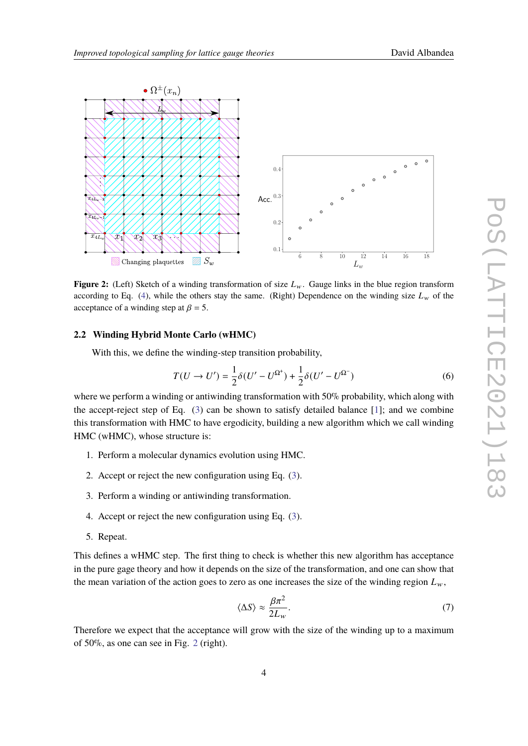**Figure 2:** (Left) Sketch of a winding transformation of size $L_w$. Gauge links in the blue region transform according to Eq. (4), while the others stay the same. (Right) Dependence on the winding size $L_w$ of the acceptance of a winding step at $\beta = 5$.

### 2.2 Winding Hybrid Monte Carlo (wHMC)

With this, we define the winding-step transition probability,

$$T(U \to U') = \frac{1}{2}\delta(U' - U^{\Omega^+}) + \frac{1}{2}\delta(U' - U^{\Omega^-}) \tag{6}$$

where we perform a winding or antiwinding transformation with 50% probability, which along with the accept-reject step of Eq. (3) can be shown to satisfy detailed balance [1]; and we combine this transformation with HMC to have ergodicity, building a new algorithm which we call winding HMC (wHMC), whose structure is:

1. Perform a molecular dynamics evolution using HMC.
2. Accept or reject the new configuration using Eq. (3).
3. Perform a winding or antiwinding transformation.
4. Accept or reject the new configuration using Eq. (3).
5. Repeat.

This defines a wHMC step. The first thing to check is whether this new algorithm has acceptance in the pure gage theory and how it depends on the size of the transformation, and one can show that the mean variation of the action goes to zero as one increases the size of the winding region $L_w$,

$$\langle \Delta S \rangle \approx \frac{\beta \pi^2}{2L_w}. \tag{7}$$

Therefore we expect that the acceptance will grow with the size of the winding up to a maximum of 50%, as one can see in Fig. 2 (right).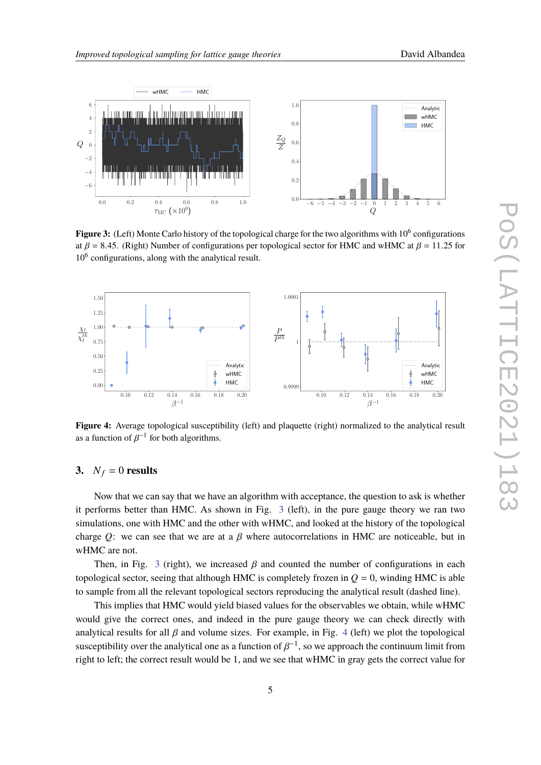**Figure 3:** (Left) Monte Carlo history of the topological charge for the two algorithms with $10^6$ configurations at $\beta = 8.45$. (Right) Number of configurations per topological sector for HMC and wHMC at $\beta = 11.25$ for $10^6$ configurations, along with the analytical result.

**Figure 4:** Average topological susceptibility (left) and plaquette (right) normalized to the analytical result as a function of $\beta^{-1}$ for both algorithms.

## 3. $N_f = 0$ results

Now that we can say that we have an algorithm with acceptance, the question to ask is whether it performs better than HMC. As shown in Fig. 3 (left), in the pure gauge theory we ran two simulations, one with HMC and the other with wHMC, and looked at the history of the topological charge $Q$: we can see that we are at a $\beta$ where autocorrelations in HMC are noticeable, but in wHMC are not.

Then, in Fig. 3 (right), we increased $\beta$ and counted the number of configurations in each topological sector, seeing that although HMC is completely frozen in $Q = 0$, winding HMC is able to sample from all the relevant topological sectors reproducing the analytical result (dashed line).

This implies that HMC would yield biased values for the observables we obtain, while wHMC would give the correct ones, and indeed in the pure gauge theory we can check directly with analytical results for all $\beta$ and volume sizes. For example, in Fig. 4 (left) we plot the topological susceptibility over the analytical one as a function of $\beta^{-1}$, so we approach the continuum limit from right to left; the correct result would be 1, and we see that wHMC in gray gets the correct value for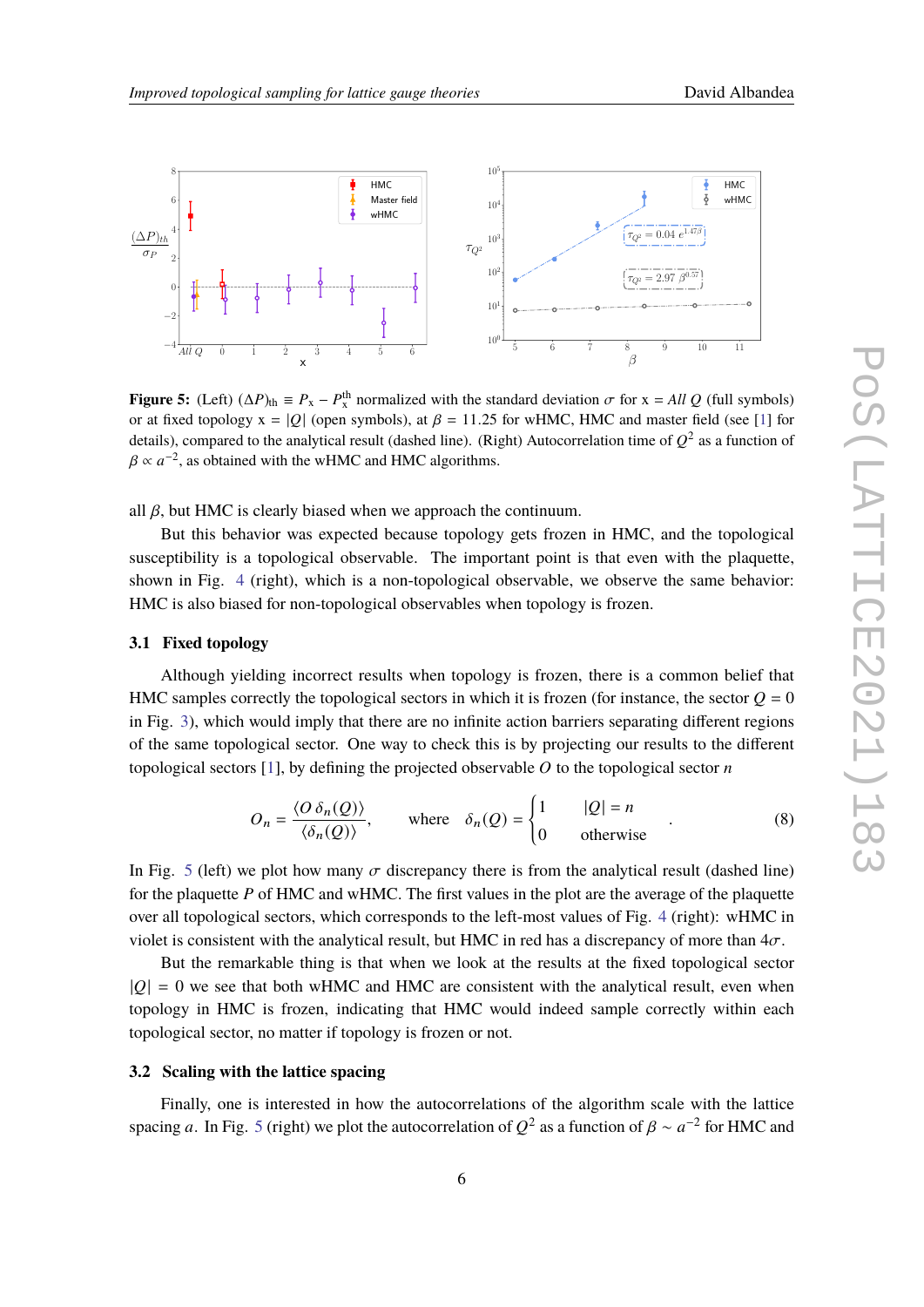**Figure 5:** (Left) $(\Delta P)_{\rm th} \equiv P_{\rm x} - P_{\rm x}^{\rm th}$ normalized with the standard deviation $\sigma$ for x = *All Q* (full symbols) or at fixed topology x = $|Q|$ (open symbols), at $\beta = 11.25$ for wHMC, HMC and master field (see [1] for details), compared to the analytical result (dashed line). (Right) Autocorrelation time of $Q^2$ as a function of $\beta \propto a^{-2}$, as obtained with the wHMC and HMC algorithms.

all $\beta$, but HMC is clearly biased when we approach the continuum.

But this behavior was expected because topology gets frozen in HMC, and the topological susceptibility is a topological observable. The important point is that even with the plaquette, shown in Fig. 4 (right), which is a non-topological observable, we observe the same behavior: HMC is also biased for non-topological observables when topology is frozen.

### 3.1 Fixed topology

Although yielding incorrect results when topology is frozen, there is a common belief that HMC samples correctly the topological sectors in which it is frozen (for instance, the sector $Q = 0$ in Fig. 3), which would imply that there are no infinite action barriers separating different regions of the same topological sector. One way to check this is by projecting our results to the different topological sectors [1], by defining the projected observable $O$ to the topological sector $n$

$$
O_n = \frac{\langle O\,\delta_n(Q)\rangle}{\langle \delta_n(Q)\rangle}, \qquad \text{where} \quad \delta_n(Q) = \begin{cases} 1 & |Q| = n \\ 0 & \text{otherwise} \end{cases} . \tag{8}
$$

In Fig. 5 (left) we plot how many $\sigma$ discrepancy there is from the analytical result (dashed line) for the plaquette $P$ of HMC and wHMC. The first values in the plot are the average of the plaquette over all topological sectors, which corresponds to the left-most values of Fig. 4 (right): wHMC in violet is consistent with the analytical result, but HMC in red has a discrepancy of more than $4\sigma$.

But the remarkable thing is that when we look at the results at the fixed topological sector $|Q| = 0$ we see that both wHMC and HMC are consistent with the analytical result, even when topology in HMC is frozen, indicating that HMC would indeed sample correctly within each topological sector, no matter if topology is frozen or not.

### 3.2 Scaling with the lattice spacing

Finally, one is interested in how the autocorrelations of the algorithm scale with the lattice spacing $a$. In Fig. 5 (right) we plot the autocorrelation of $Q^2$ as a function of $\beta \sim a^{-2}$ for HMC and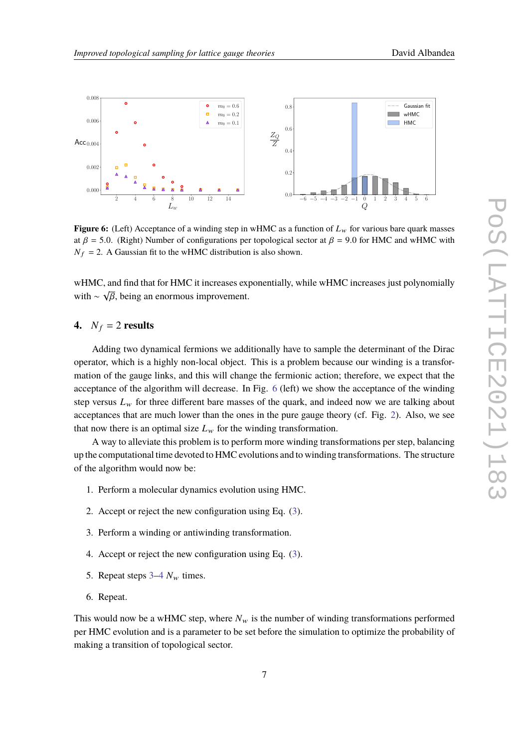**Figure 6:** (Left) Acceptance of a winding step in wHMC as a function of $L_w$ for various bare quark masses at $\beta = 5.0$. (Right) Number of configurations per topological sector at $\beta = 9.0$ for HMC and wHMC with $N_f = 2$. A Gaussian fit to the wHMC distribution is also shown.

wHMC, and find that for HMC it increases exponentially, while wHMC increases just polynomially with $\sim \sqrt{\beta}$, being an enormous improvement.

## 4. $N_f = 2$ results

Adding two dynamical fermions we additionally have to sample the determinant of the Dirac operator, which is a highly non-local object. This is a problem because our winding is a transformation of the gauge links, and this will change the fermionic action; therefore, we expect that the acceptance of the algorithm will decrease. In Fig. 6 (left) we show the acceptance of the winding step versus $L_w$ for three different bare masses of the quark, and indeed now we are talking about acceptances that are much lower than the ones in the pure gauge theory (cf. Fig. 2). Also, we see that now there is an optimal size $L_w$ for the winding transformation.

A way to alleviate this problem is to perform more winding transformations per step, balancing up the computational time devoted to HMC evolutions and to winding transformations. The structure of the algorithm would now be:

1. Perform a molecular dynamics evolution using HMC.
2. Accept or reject the new configuration using Eq. (3).
3. Perform a winding or antiwinding transformation.
4. Accept or reject the new configuration using Eq. (3).
5. Repeat steps 3–4 $N_w$ times.
6. Repeat.

This would now be a wHMC step, where $N_w$ is the number of winding transformations performed per HMC evolution and is a parameter to be set before the simulation to optimize the probability of making a transition of topological sector.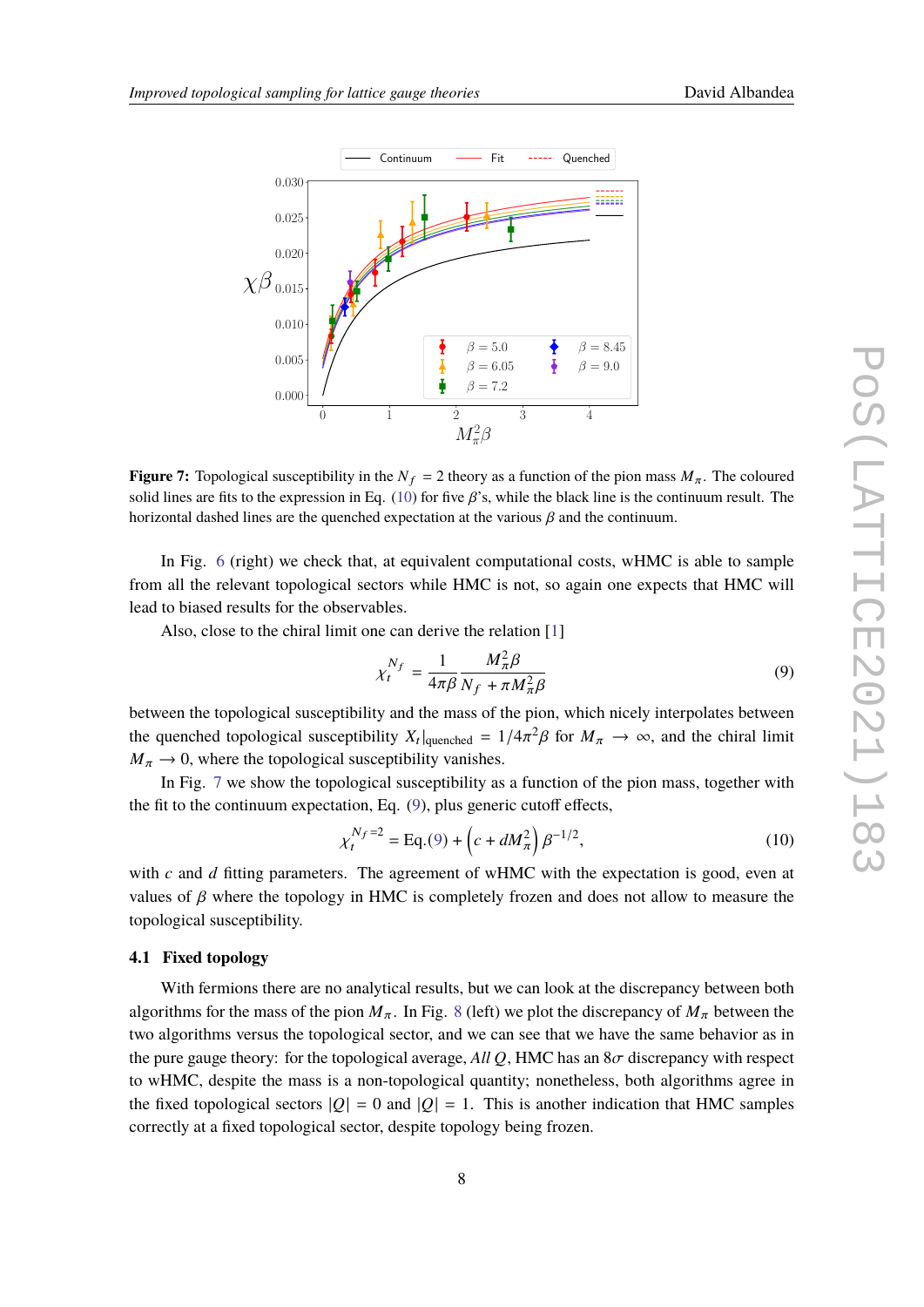**Figure 7:** Topological susceptibility in the $N_f = 2$ theory as a function of the pion mass $M_\pi$. The coloured solid lines are fits to the expression in Eq. (10) for five $\beta$'s, while the black line is the continuum result. The horizontal dashed lines are the quenched expectation at the various $\beta$ and the continuum.

In Fig. 6 (right) we check that, at equivalent computational costs, wHMC is able to sample from all the relevant topological sectors while HMC is not, so again one expects that HMC will lead to biased results for the observables.

Also, close to the chiral limit one can derive the relation [1]

$$\chi_t^{N_f} = \frac{1}{4\pi\beta} \frac{M_\pi^2 \beta}{N_f + \pi M_\pi^2 \beta} \tag{9}$$

between the topological susceptibility and the mass of the pion, which nicely interpolates between the quenched topological susceptibility $X_t|_{\text{quenched}} = 1/4\pi^2\beta$ for $M_\pi \to \infty$, and the chiral limit $M_\pi \to 0$, where the topological susceptibility vanishes.

In Fig. 7 we show the topological susceptibility as a function of the pion mass, together with the fit to the continuum expectation, Eq. (9), plus generic cutoff effects,

$$\chi_t^{N_f=2} = \text{Eq.}(9) + \left(c + dM_\pi^2\right)\beta^{-1/2}, \tag{10}$$

with $c$ and $d$ fitting parameters. The agreement of wHMC with the expectation is good, even at values of $\beta$ where the topology in HMC is completely frozen and does not allow to measure the topological susceptibility.

### 4.1 Fixed topology

With fermions there are no analytical results, but we can look at the discrepancy between both algorithms for the mass of the pion $M_\pi$. In Fig. 8 (left) we plot the discrepancy of $M_\pi$ between the two algorithms versus the topological sector, and we can see that we have the same behavior as in the pure gauge theory: for the topological average, *All Q*, HMC has an $8\sigma$ discrepancy with respect to wHMC, despite the mass is a non-topological quantity; nonetheless, both algorithms agree in the fixed topological sectors $|Q| = 0$ and $|Q| = 1$. This is another indication that HMC samples correctly at a fixed topological sector, despite topology being frozen.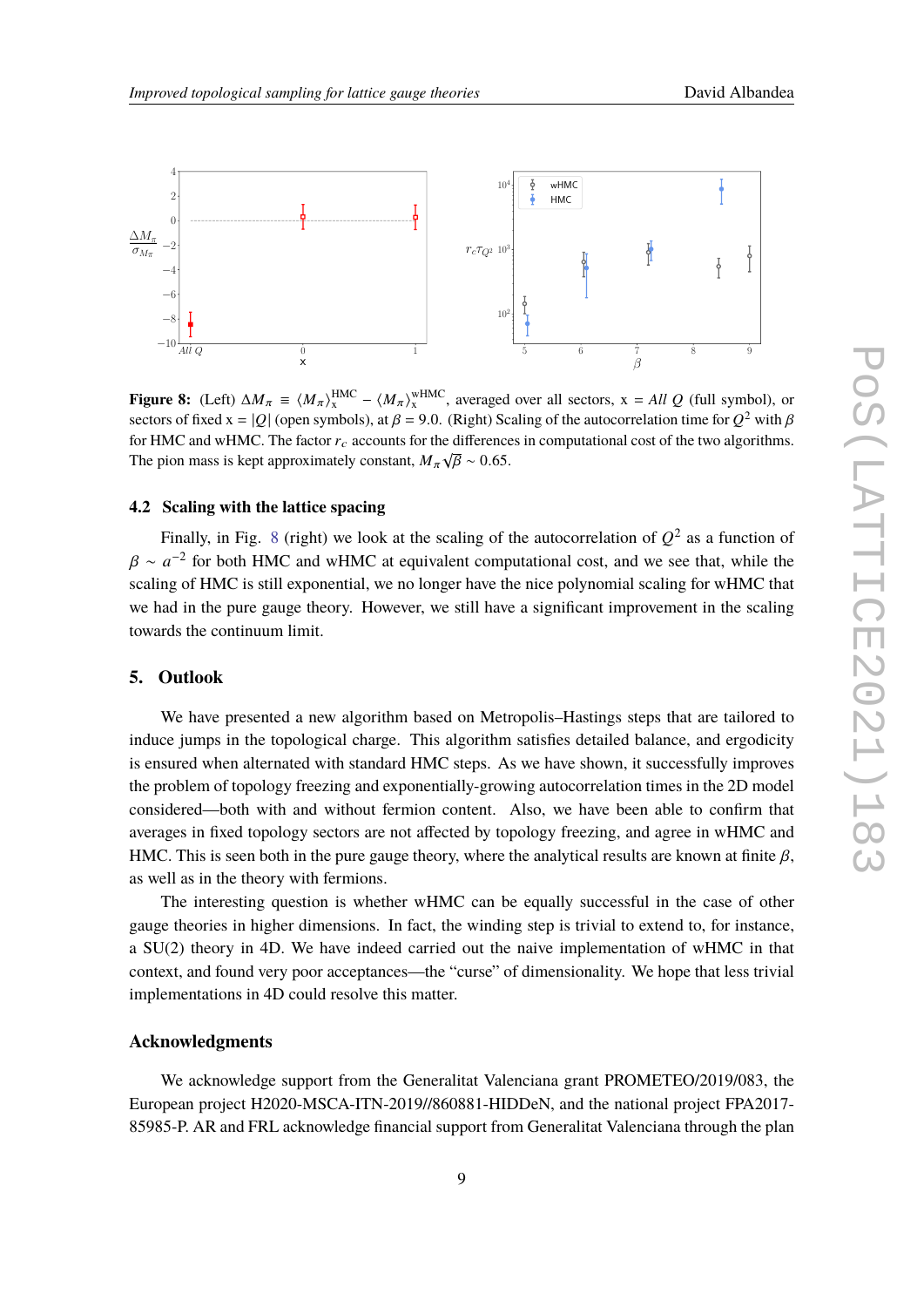**Figure 8:** (Left) $\Delta M_\pi \equiv \langle M_\pi \rangle_x^{\text{HMC}} - \langle M_\pi \rangle_x^{\text{wHMC}}$, averaged over all sectors, $x = All\ Q$ (full symbol), or sectors of fixed $x = |Q|$ (open symbols), at $\beta = 9.0$. (Right) Scaling of the autocorrelation time for $Q^2$ with $\beta$ for HMC and wHMC. The factor $r_c$ accounts for the differences in computational cost of the two algorithms. The pion mass is kept approximately constant, $M_\pi \sqrt{\beta} \sim 0.65$.

### 4.2 Scaling with the lattice spacing

Finally, in Fig. 8 (right) we look at the scaling of the autocorrelation of $Q^2$ as a function of $\beta \sim a^{-2}$ for both HMC and wHMC at equivalent computational cost, and we see that, while the scaling of HMC is still exponential, we no longer have the nice polynomial scaling for wHMC that we had in the pure gauge theory. However, we still have a significant improvement in the scaling towards the continuum limit.

## 5. Outlook

We have presented a new algorithm based on Metropolis–Hastings steps that are tailored to induce jumps in the topological charge. This algorithm satisfies detailed balance, and ergodicity is ensured when alternated with standard HMC steps. As we have shown, it successfully improves the problem of topology freezing and exponentially-growing autocorrelation times in the 2D model considered—both with and without fermion content. Also, we have been able to confirm that averages in fixed topology sectors are not affected by topology freezing, and agree in wHMC and HMC. This is seen both in the pure gauge theory, where the analytical results are known at finite $\beta$, as well as in the theory with fermions.

The interesting question is whether wHMC can be equally successful in the case of other gauge theories in higher dimensions. In fact, the winding step is trivial to extend to, for instance, a SU(2) theory in 4D. We have indeed carried out the naive implementation of wHMC in that context, and found very poor acceptances—the "curse" of dimensionality. We hope that less trivial implementations in 4D could resolve this matter.

## Acknowledgments

We acknowledge support from the Generalitat Valenciana grant PROMETEO/2019/083, the European project H2020-MSCA-ITN-2019//860881-HIDDeN, and the national project FPA2017-85985-P. AR and FRL acknowledge financial support from Generalitat Valenciana through the plan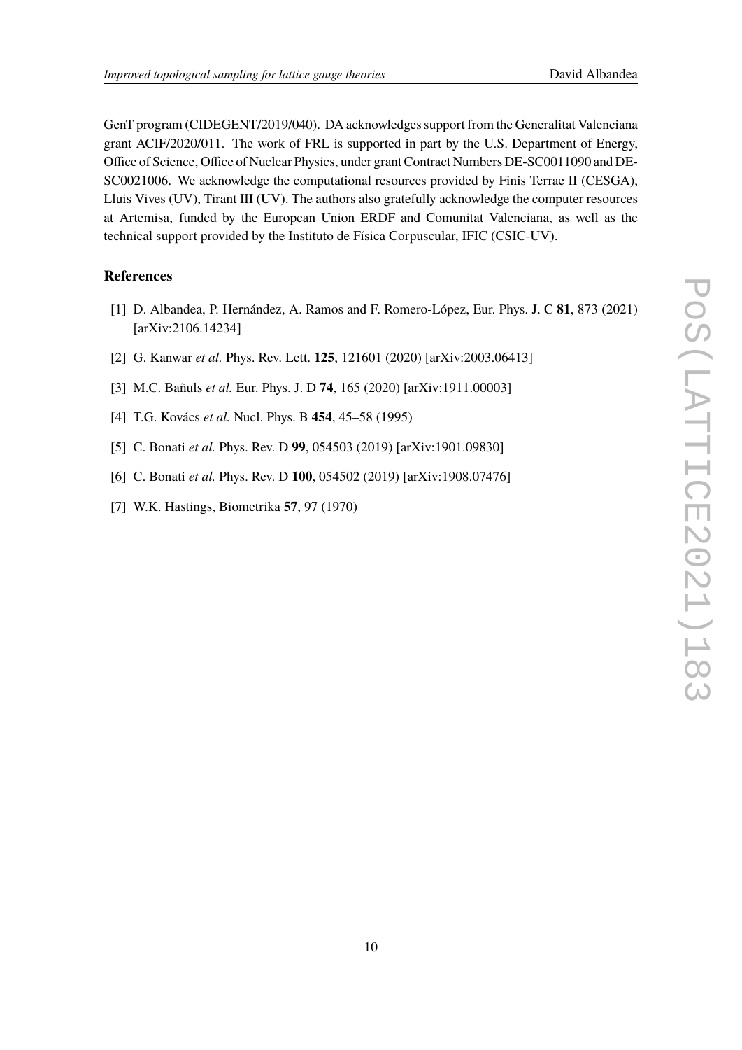GenT program (CIDEGENT/2019/040). DA acknowledges support from the Generalitat Valenciana grant ACIF/2020/011. The work of FRL is supported in part by the U.S. Department of Energy, Office of Science, Office of Nuclear Physics, under grant Contract Numbers DE-SC0011090 and DE-SC0021006. We acknowledge the computational resources provided by Finis Terrae II (CESGA), Lluis Vives (UV), Tirant III (UV). The authors also gratefully acknowledge the computer resources at Artemisa, funded by the European Union ERDF and Comunitat Valenciana, as well as the technical support provided by the Instituto de Física Corpuscular, IFIC (CSIC-UV).

## References

[1] D. Albandea, P. Hernández, A. Ramos and F. Romero-López, Eur. Phys. J. C **81**, 873 (2021) [arXiv:2106.14234]

[2] G. Kanwar *et al.* Phys. Rev. Lett. **125**, 121601 (2020) [arXiv:2003.06413]

[3] M.C. Bañuls *et al.* Eur. Phys. J. D **74**, 165 (2020) [arXiv:1911.00003]

[4] T.G. Kovács *et al.* Nucl. Phys. B **454**, 45–58 (1995)

[5] C. Bonati *et al.* Phys. Rev. D **99**, 054503 (2019) [arXiv:1901.09830]

[6] C. Bonati *et al.* Phys. Rev. D **100**, 054502 (2019) [arXiv:1908.07476]

[7] W.K. Hastings, Biometrika **57**, 97 (1970)